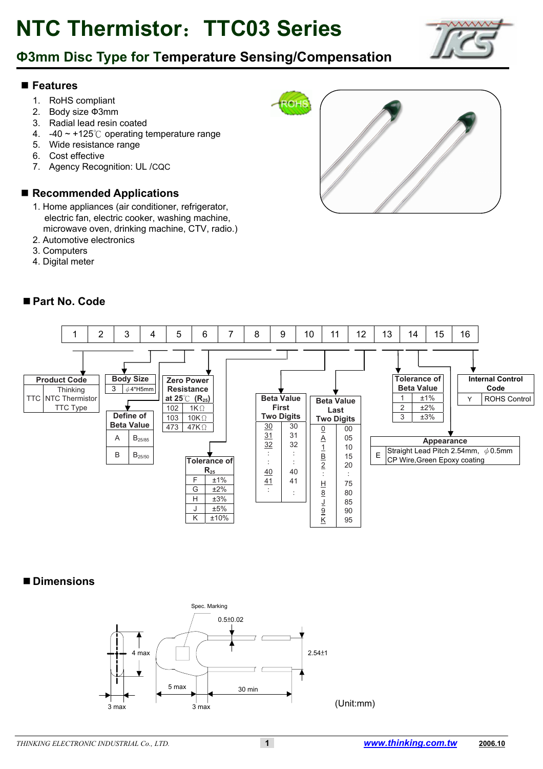# NTC Thermistor：TTC03 Series

## Φ3mm Disc Type for Temperature Sensing/Compensation

### ■ Features

1. RoHS compliant
2. Body size Φ3mm
3. Radial lead resin coated
4. -40 ~ +125℃ operating temperature range
5. Wide resistance range
6. Cost effective
7. Agency Recognition: UL /CQC

### ■ Recommended Applications

1. Home appliances (air conditioner, refrigerator, electric fan, electric cooker, washing machine, microwave oven, drinking machine, CTV, radio.)
2. Automotive electronics
3. Computers
4. Digital meter

### ■ Part No. Code

| 1 | 2 | 3 | 4 | 5 | 6 | 7 | 8 | 9 | 10 | 11 | 12 | 13 | 14 | 15 | 16 |
|---|---|---|---|---|---|---|---|---|---|---|---|---|---|---|---|

**Product Code**

| | |
|---|---|
| TTC | Thinking NTC Thermistor TTC Type |

**Body Size**

| | |
|---|---|
| 3 | φ4*H5mm |

**Define of Beta Value**

| | |
|---|---|
| A | $B_{25/85}$ |
| B | $B_{25/50}$ |

**Zero Power Resistance at 25℃ ($R_{25}$)**

| | |
|---|---|
| 102 | 1KΩ |
| 103 | 10KΩ |
| 473 | 47KΩ |

**Tolerance of $R_{25}$**

| | |
|---|---|
| F | ±1% |
| G | ±2% |
| H | ±3% |
| J | ±5% |
| K | ±10% |

**Beta Value First Two Digits**

| | |
|---|---|
| 30 | 30 |
| 31 | 31 |
| 32 | 32 |
| : | : |
| 40 | 40 |
| 41 | 41 |
| : | : |

**Beta Value Last Two Digits**

| | |
|---|---|
| 0 | 00 |
| A | 05 |
| 1 | 10 |
| B | 15 |
| 2 | 20 |
| : | : |
| H | 75 |
| 8 | 80 |
| J | 85 |
| 9 | 90 |
| K | 95 |

**Tolerance of Beta Value**

| | |
|---|---|
| 1 | ±1% |
| 2 | ±2% |
| 3 | ±3% |

**Appearance**

| | |
|---|---|
| E | Straight Lead Pitch 2.54mm, φ0.5mm CP Wire,Green Epoxy coating |

**Internal Control Code**

| | |
|---|---|
| Y | ROHS Control |

### ■ Dimensions

Spec. Marking

0.5±0.02

4 max

2.54±1

5 max

30 min

3 max

3 max

(Unit:mm)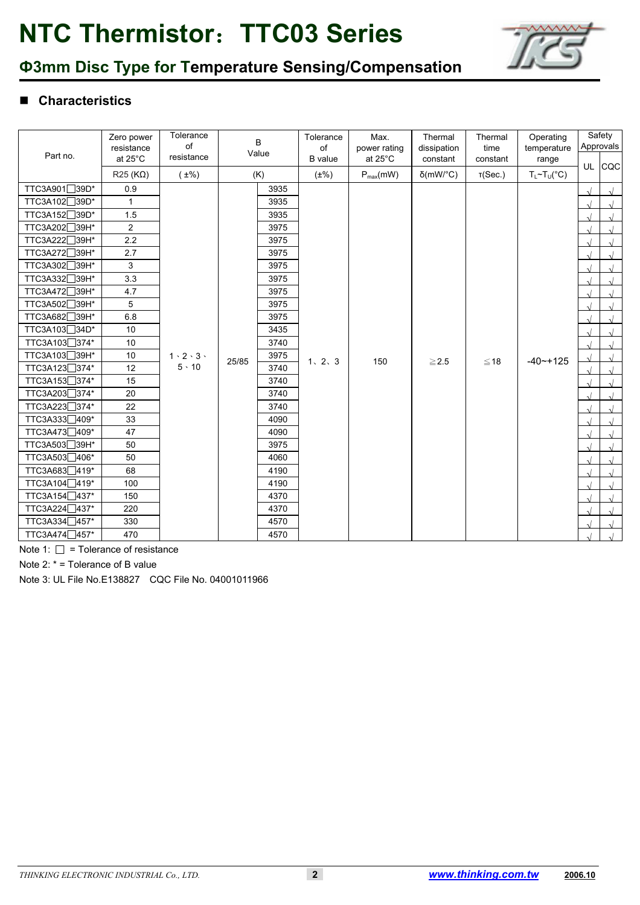# NTC Thermistor：TTC03 Series

## Φ3mm Disc Type for Temperature Sensing/Compensation

### ■ Characteristics

| Part no. | Zero power resistance at 25°C | Tolerance of resistance | B Value | | Tolerance of B value | Max. power rating at 25°C | Thermal dissipation constant | Thermal time constant | Operating temperature range | Safety Approvals | |
|---|---|---|---|---|---|---|---|---|---|---|---|
| | R25 (KΩ) | ( ±%) | (K) | | (±%) | $P_{max}$(mW) | δ(mW/°C) | τ(Sec.) | $T_L$~$T_U$(°C) | UL | CQC |
| TTC3A901□39D* | 0.9 | 1、2、3、5、10 | 25/85 | 3935 | 1、2、3 | 150 | ≧2.5 | ≦18 | -40~+125 | √ | √ |
| TTC3A102□39D* | 1 | | | 3935 | | | | | | √ | √ |
| TTC3A152□39D* | 1.5 | | | 3935 | | | | | | √ | √ |
| TTC3A202□39H* | 2 | | | 3975 | | | | | | √ | √ |
| TTC3A222□39H* | 2.2 | | | 3975 | | | | | | √ | √ |
| TTC3A272□39H* | 2.7 | | | 3975 | | | | | | √ | √ |
| TTC3A302□39H* | 3 | | | 3975 | | | | | | √ | √ |
| TTC3A332□39H* | 3.3 | | | 3975 | | | | | | √ | √ |
| TTC3A472□39H* | 4.7 | | | 3975 | | | | | | √ | √ |
| TTC3A502□39H* | 5 | | | 3975 | | | | | | √ | √ |
| TTC3A682□39H* | 6.8 | | | 3975 | | | | | | √ | √ |
| TTC3A103□34D* | 10 | | | 3435 | | | | | | √ | √ |
| TTC3A103□374* | 10 | | | 3740 | | | | | | √ | √ |
| TTC3A103□39H* | 10 | | | 3975 | | | | | | √ | √ |
| TTC3A123□374* | 12 | | | 3740 | | | | | | √ | √ |
| TTC3A153□374* | 15 | | | 3740 | | | | | | √ | √ |
| TTC3A203□374* | 20 | | | 3740 | | | | | | √ | √ |
| TTC3A223□374* | 22 | | | 3740 | | | | | | √ | √ |
| TTC3A333□409* | 33 | | | 4090 | | | | | | √ | √ |
| TTC3A473□409* | 47 | | | 4090 | | | | | | √ | √ |
| TTC3A503□39H* | 50 | | | 3975 | | | | | | √ | √ |
| TTC3A503□406* | 50 | | | 4060 | | | | | | √ | √ |
| TTC3A683□419* | 68 | | | 4190 | | | | | | √ | √ |
| TTC3A104□419* | 100 | | | 4190 | | | | | | √ | √ |
| TTC3A154□437* | 150 | | | 4370 | | | | | | √ | √ |
| TTC3A224□437* | 220 | | | 4370 | | | | | | √ | √ |
| TTC3A334□457* | 330 | | | 4570 | | | | | | √ | √ |
| TTC3A474□457* | 470 | | | 4570 | | | | | | √ | √ |

Note 1: □ = Tolerance of resistance

Note 2: * = Tolerance of B value

Note 3: UL File No.E138827 CQC File No. 04001011966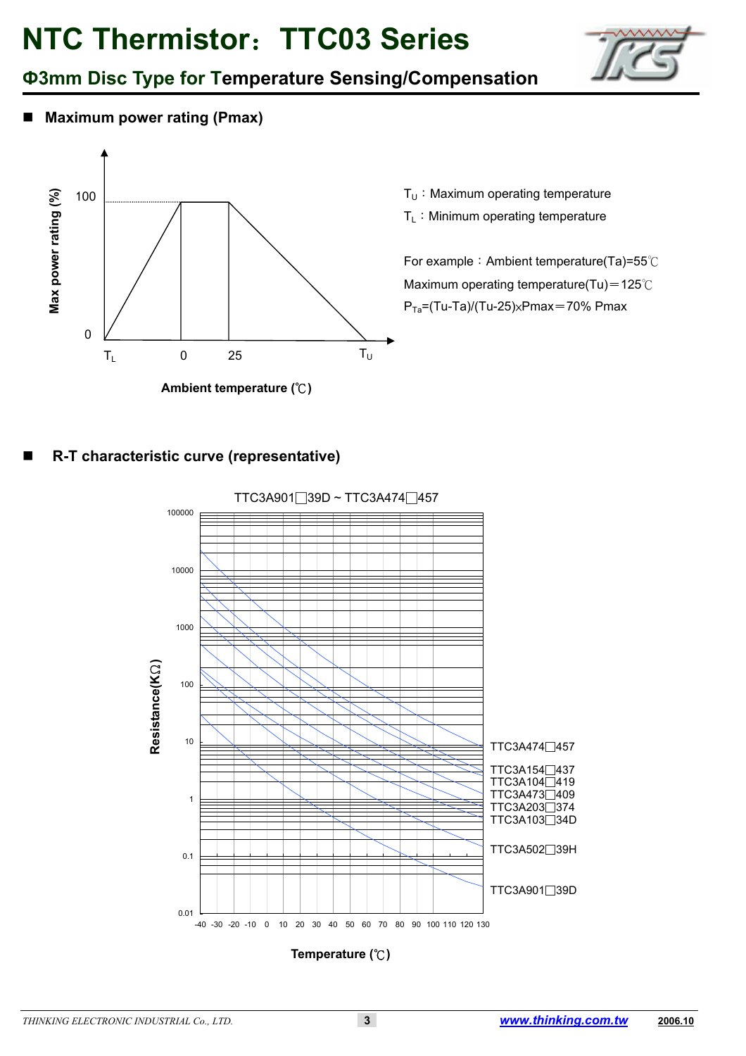# NTC Thermistor：TTC03 Series

## Φ3mm Disc Type for Temperature Sensing/Compensation

### ■ Maximum power rating (Pmax)

Max power rating (%)

100

0

$T_L$ 0 25 $T_U$

Ambient temperature (℃)

$T_U$：Maximum operating temperature

$T_L$：Minimum operating temperature

For example：Ambient temperature(Ta)=55℃

Maximum operating temperature(Tu)＝125℃

$P_{Ta}$=(Tu-Ta)/(Tu-25)×Pmax＝70% Pmax

### ■ R-T characteristic curve (representative)

TTC3A901□39D ~ TTC3A474□457

Resistance(KΩ)

100000, 10000, 1000, 100, 10, 1, 0.1, 0.01

-40 -30 -20 -10 0 10 20 30 40 50 60 70 80 90 100 110 120 130

Temperature (℃)

TTC3A474□457

TTC3A154□437

TTC3A104□419

TTC3A473□409

TTC3A203□374

TTC3A103□34D

TTC3A502□39H

TTC3A901□39D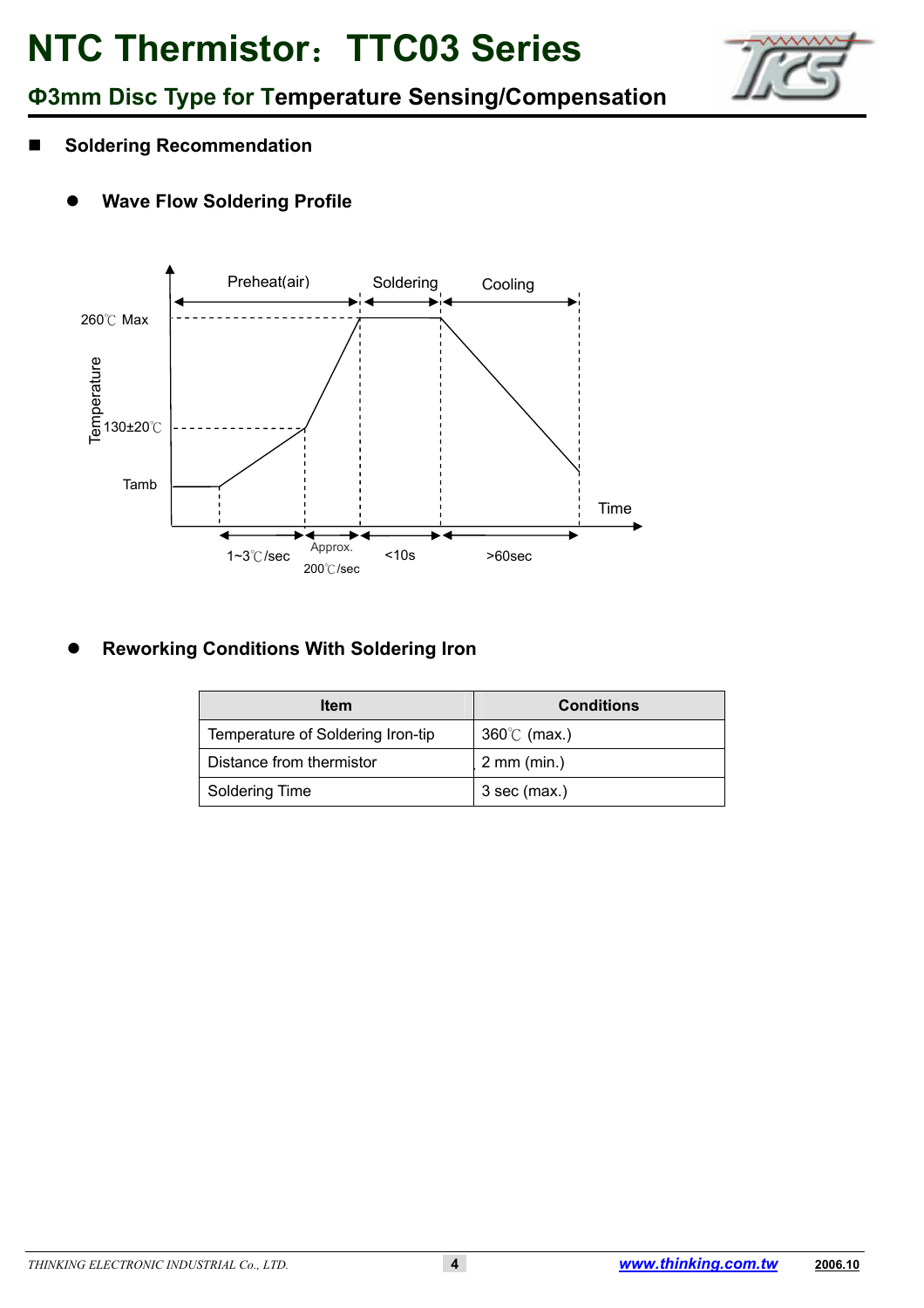# NTC Thermistor：TTC03 Series

## Φ3mm Disc Type for Temperature Sensing/Compensation

### Soldering Recommendation

- **Wave Flow Soldering Profile**

Preheat(air) | Soldering | Cooling

260℃ Max

Temperature

130±20℃

Tamb

Time

1~3℃/sec | Approx. 200℃/sec | <10s | >60sec

- **Reworking Conditions With Soldering Iron**

| Item | Conditions |
|---|---|
| Temperature of Soldering Iron-tip | 360℃ (max.) |
| Distance from thermistor | 2 mm (min.) |
| Soldering Time | 3 sec (max.) |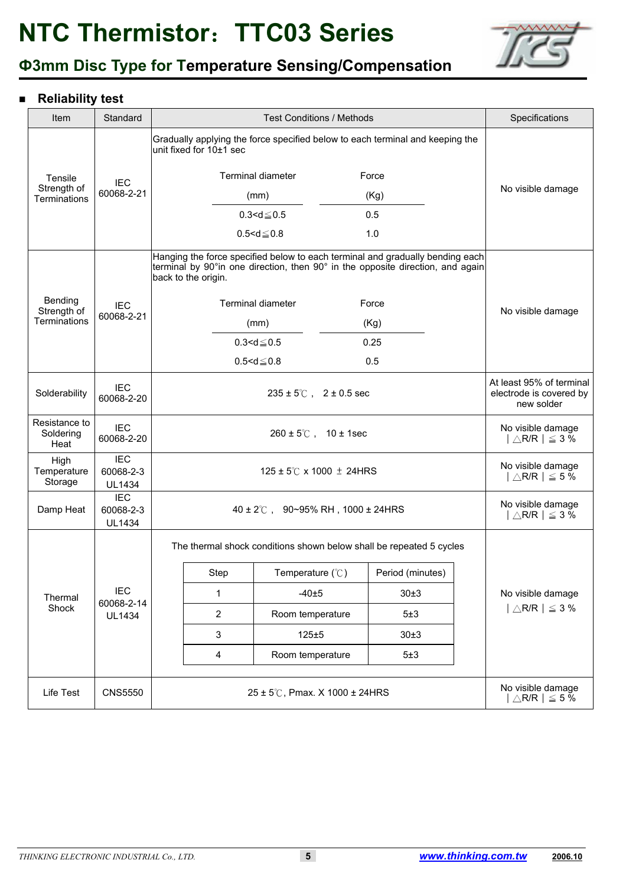# NTC Thermistor：TTC03 Series

## Φ3mm Disc Type for Temperature Sensing/Compensation

### ■ Reliability test

| Item | Standard | Test Conditions / Methods | Specifications |
|---|---|---|---|
| Tensile Strength of Terminations | IEC 60068-2-21 | Gradually applying the force specified below to each terminal and keeping the unit fixed for 10±1 sec<br><br>Terminal diameter (mm) / Force (Kg)<br>0.3<d≦0.5 / 0.5<br>0.5<d≦0.8 / 1.0 | No visible damage |
| Bending Strength of Terminations | IEC 60068-2-21 | Hanging the force specified below to each terminal and gradually bending each terminal by 90°in one direction, then 90° in the opposite direction, and again back to the origin.<br><br>Terminal diameter (mm) / Force (Kg)<br>0.3<d≦0.5 / 0.25<br>0.5<d≦0.8 / 0.5 | No visible damage |
| Solderability | IEC 60068-2-20 | 235 ± 5℃ ,  2 ± 0.5 sec | At least 95% of terminal electrode is covered by new solder |
| Resistance to Soldering Heat | IEC 60068-2-20 | 260 ± 5℃ ,  10 ± 1sec | No visible damage<br>│△R/R│≦ 3 % |
| High Temperature Storage | IEC 60068-2-3<br>UL1434 | 125 ± 5℃ x 1000 ± 24HRS | No visible damage<br>│△R/R│≦ 5 % |
| Damp Heat | IEC 60068-2-3<br>UL1434 | 40 ± 2℃ ,  90~95% RH , 1000 ± 24HRS | No visible damage<br>│△R/R│≦ 3 % |
| Thermal Shock | IEC 60068-2-14<br>UL1434 | The thermal shock conditions shown below shall be repeated 5 cycles<br><br>Step / Temperature (℃) / Period (minutes)<br>1 / -40±5 / 30±3<br>2 / Room temperature / 5±3<br>3 / 125±5 / 30±3<br>4 / Room temperature / 5±3 | No visible damage<br>│△R/R│≦ 3 % |
| Life Test | CNS5550 | 25 ± 5℃, Pmax. X 1000 ± 24HRS | No visible damage<br>│△R/R│≦ 5 % |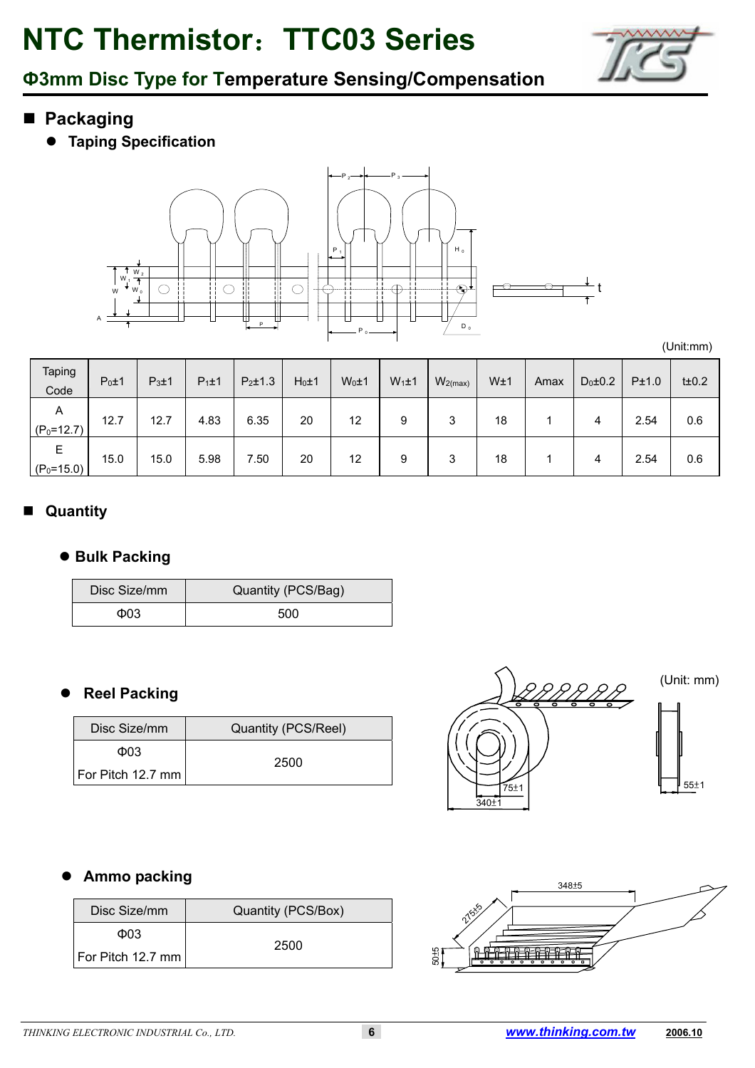# NTC Thermistor：TTC03 Series

## Φ3mm Disc Type for Temperature Sensing/Compensation

## Packaging

- **Taping Specification**

(Unit:mm)

| Taping Code | $P_0$±1 | $P_3$±1 | $P_1$±1 | $P_2$±1.3 | $H_0$±1 | $W_0$±1 | $W_1$±1 | $W_{2(max)}$ | W±1 | Amax | $D_0$±0.2 | P±1.0 | t±0.2 |
|---|---|---|---|---|---|---|---|---|---|---|---|---|---|
| A ($P_0$=12.7) | 12.7 | 12.7 | 4.83 | 6.35 | 20 | 12 | 9 | 3 | 18 | 1 | 4 | 2.54 | 0.6 |
| E ($P_0$=15.0) | 15.0 | 15.0 | 5.98 | 7.50 | 20 | 12 | 9 | 3 | 18 | 1 | 4 | 2.54 | 0.6 |

## Quantity

- **Bulk Packing**

| Disc Size/mm | Quantity (PCS/Bag) |
|---|---|
| Φ03 | 500 |

- **Reel Packing**

(Unit: mm)

| Disc Size/mm | Quantity (PCS/Reel) |
|---|---|
| Φ03 For Pitch 12.7 mm | 2500 |

75±1

340±1

55±1

- **Ammo packing**

| Disc Size/mm | Quantity (PCS/Box) |
|---|---|
| Φ03 For Pitch 12.7 mm | 2500 |

348±5

275±5

50±5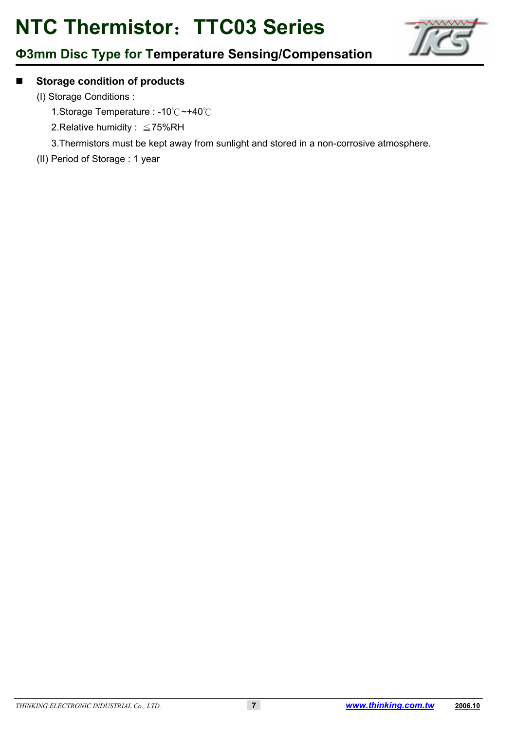# NTC Thermistor：TTC03 Series

## Φ3mm Disc Type for Temperature Sensing/Compensation

### Storage condition of products

(I) Storage Conditions :

1. Storage Temperature : -10℃~+40℃
2. Relative humidity : ≦75%RH
3. Thermistors must be kept away from sunlight and stored in a non-corrosive atmosphere.

(II) Period of Storage : 1 year